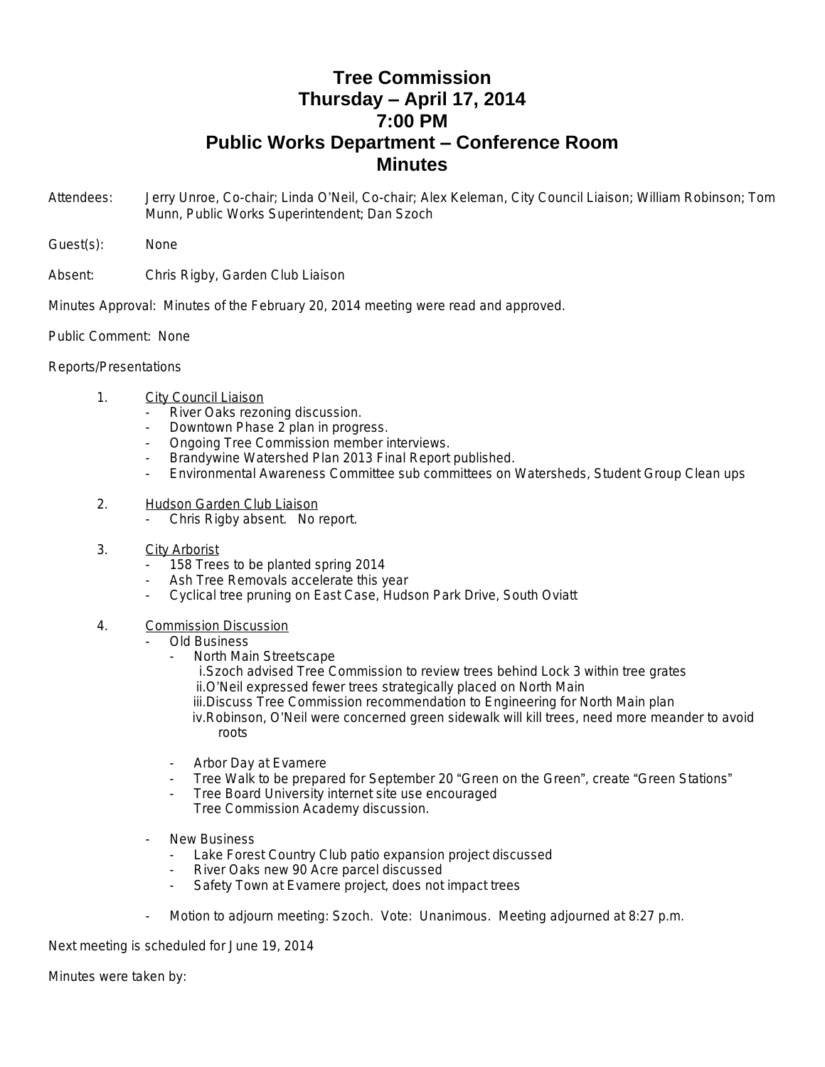# Tree Commission
# Thursday – April 17, 2014
# 7:00 PM
# Public Works Department – Conference Room
# Minutes

Attendees: Jerry Unroe, Co-chair; Linda O'Neil, Co-chair; Alex Keleman, City Council Liaison; William Robinson; Tom Munn, Public Works Superintendent; Dan Szoch

Guest(s): None

Absent: Chris Rigby, Garden Club Liaison

Minutes Approval: Minutes of the February 20, 2014 meeting were read and approved.

Public Comment: None

Reports/Presentations

1. <u>City Council Liaison</u>
   - River Oaks rezoning discussion.
   - Downtown Phase 2 plan in progress.
   - Ongoing Tree Commission member interviews.
   - Brandywine Watershed Plan 2013 Final Report published.
   - Environmental Awareness Committee sub committees on Watersheds, Student Group Clean ups

2. <u>Hudson Garden Club Liaison</u>
   - Chris Rigby absent. No report.

3. <u>City Arborist</u>
   - 158 Trees to be planted spring 2014
   - Ash Tree Removals accelerate this year
   - Cyclical tree pruning on East Case, Hudson Park Drive, South Oviatt

4. <u>Commission Discussion</u>
   - Old Business
     - North Main Streetscape
       i. Szoch advised Tree Commission to review trees behind Lock 3 within tree grates
       ii. O'Neil expressed fewer trees strategically placed on North Main
       iii. Discuss Tree Commission recommendation to Engineering for North Main plan
       iv. Robinson, O'Neil were concerned green sidewalk will kill trees, need more meander to avoid roots
     - Arbor Day at Evamere
     - Tree Walk to be prepared for September 20 "Green on the Green", create "Green Stations"
     - Tree Board University internet site use encouraged
       Tree Commission Academy discussion.
   - New Business
     - Lake Forest Country Club patio expansion project discussed
     - River Oaks new 90 Acre parcel discussed
     - Safety Town at Evamere project, does not impact trees
   - Motion to adjourn meeting: Szoch. Vote: Unanimous. Meeting adjourned at 8:27 p.m.

Next meeting is scheduled for June 19, 2014

Minutes were taken by: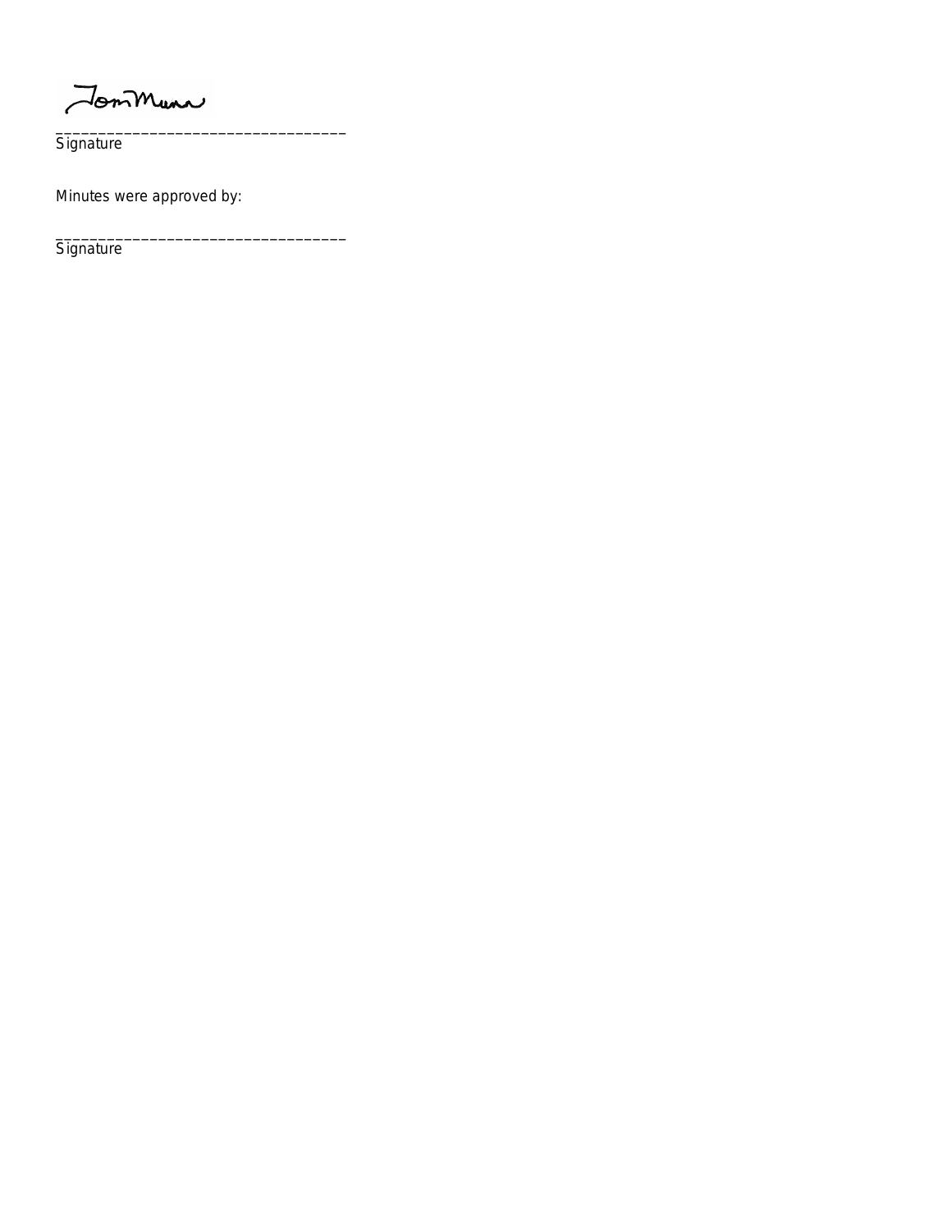Tom Munn

___________________________________
Signature

Minutes were approved by:

___________________________________
Signature